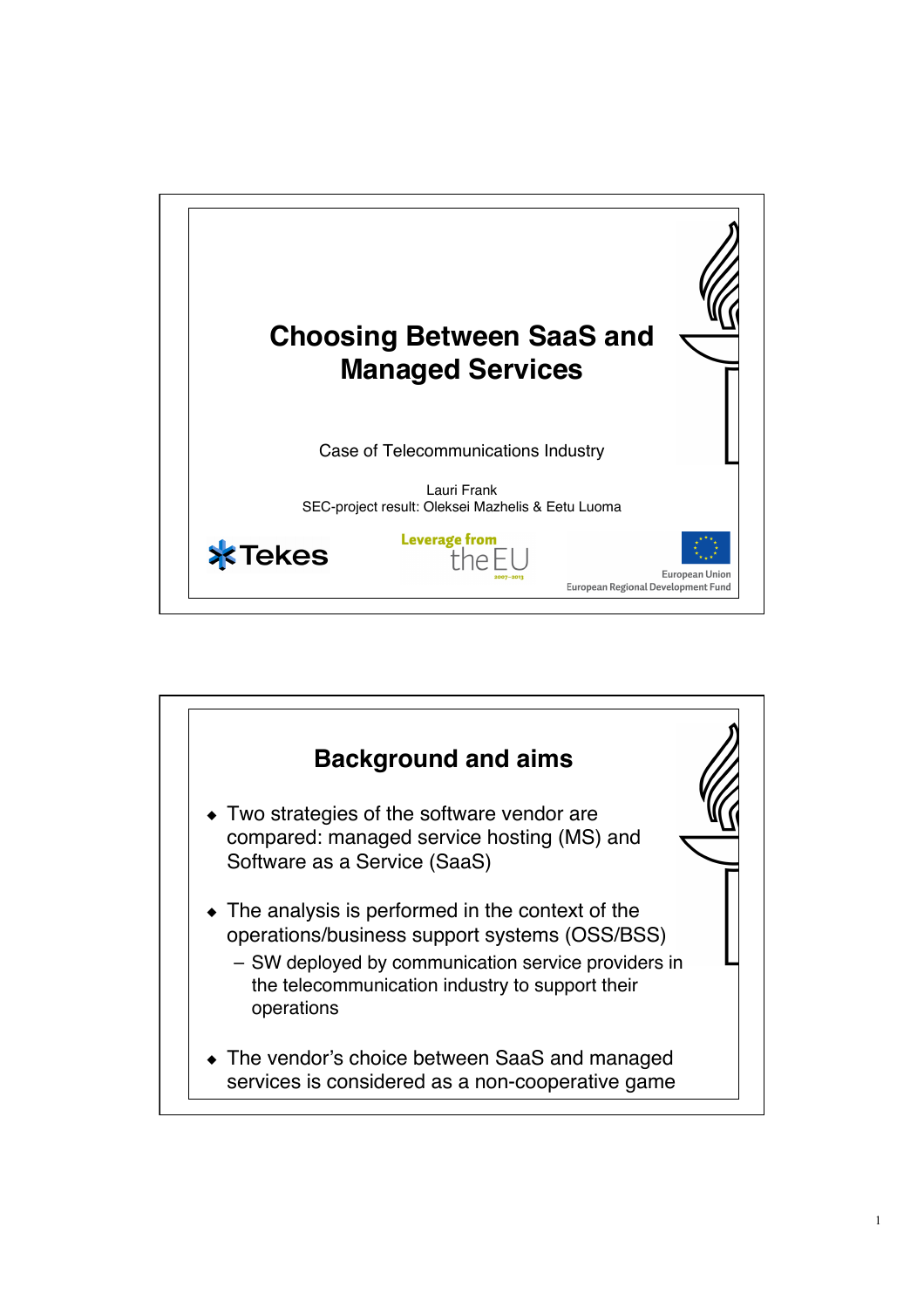# Choosing Between SaaS and Managed Services

Case of Telecommunications Industry

Lauri Frank
SEC-project result: Oleksei Mazhelis & Eetu Luoma

Tekes

Leverage from the EU 2007–2013

European Union
European Regional Development Fund

## Background and aims

- Two strategies of the software vendor are compared: managed service hosting (MS) and Software as a Service (SaaS)
- The analysis is performed in the context of the operations/business support systems (OSS/BSS)
  - SW deployed by communication service providers in the telecommunication industry to support their operations
- The vendor's choice between SaaS and managed services is considered as a non-cooperative game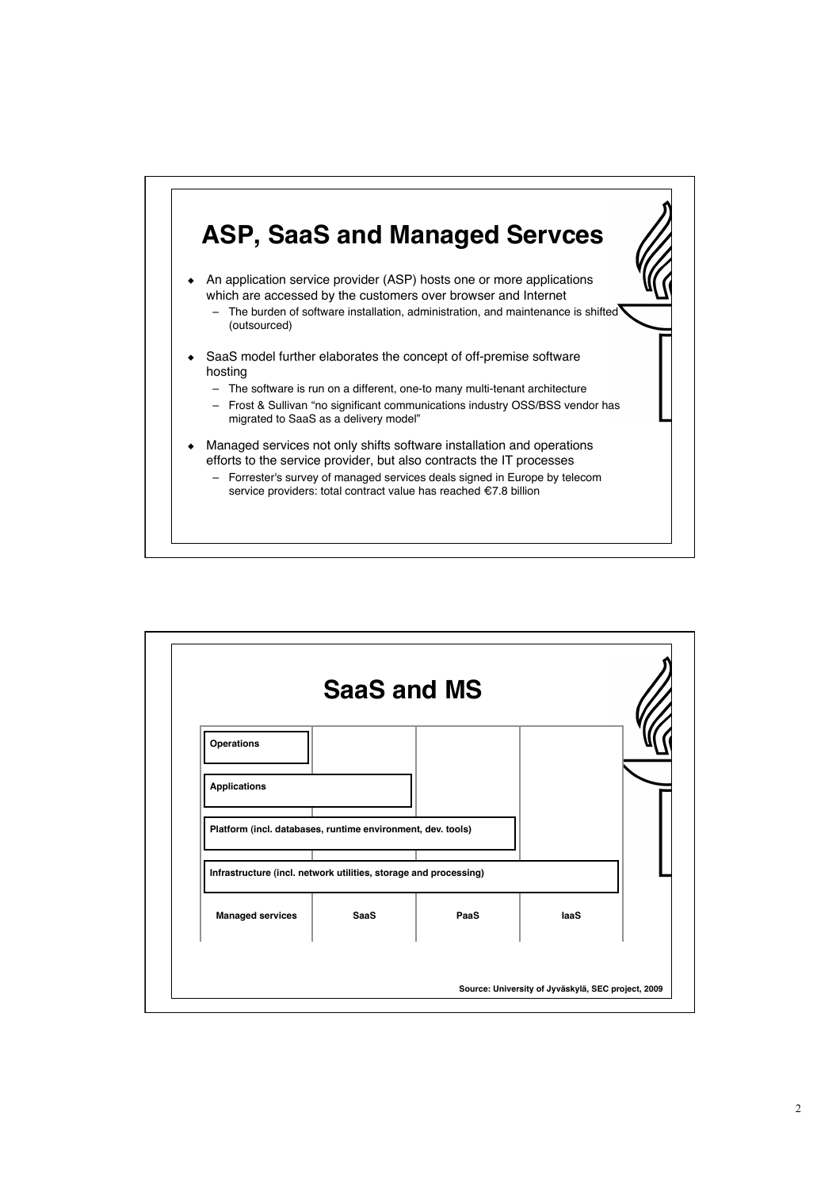# ASP, SaaS and Managed Servces

- An application service provider (ASP) hosts one or more applications which are accessed by the customers over browser and Internet
  - The burden of software installation, administration, and maintenance is shifted (outsourced)
- SaaS model further elaborates the concept of off-premise software hosting
  - The software is run on a different, one-to many multi-tenant architecture
  - Frost & Sullivan "no significant communications industry OSS/BSS vendor has migrated to SaaS as a delivery model"
- Managed services not only shifts software installation and operations efforts to the service provider, but also contracts the IT processes
  - Forrester's survey of managed services deals signed in Europe by telecom service providers: total contract value has reached €7.8 billion

# SaaS and MS

| Managed services | SaaS | PaaS | IaaS |
|---|---|---|---|
| Operations | | | |
| Applications | Applications | | |
| Platform (incl. databases, runtime environment, dev. tools) | Platform (incl. databases, runtime environment, dev. tools) | Platform (incl. databases, runtime environment, dev. tools) | |
| Infrastructure (incl. network utilities, storage and processing) | Infrastructure (incl. network utilities, storage and processing) | Infrastructure (incl. network utilities, storage and processing) | Infrastructure (incl. network utilities, storage and processing) |

Source: University of Jyväskylä, SEC project, 2009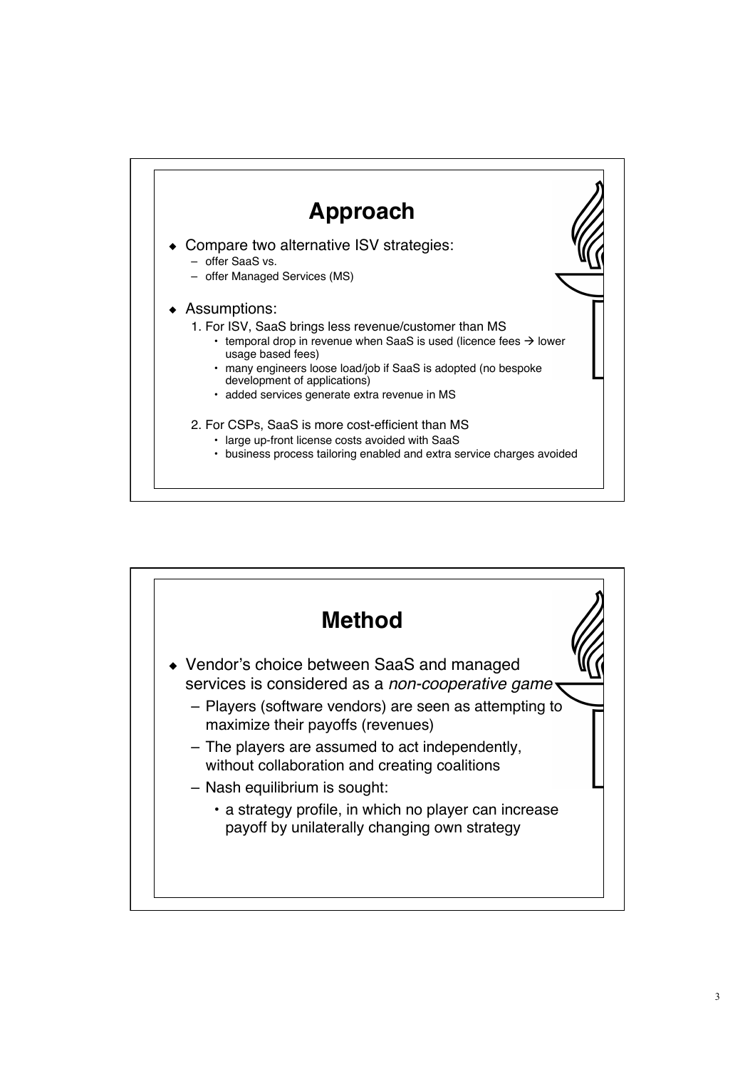# Approach

- Compare two alternative ISV strategies:
  - offer SaaS vs.
  - offer Managed Services (MS)
- Assumptions:
  1. For ISV, SaaS brings less revenue/customer than MS
     - temporal drop in revenue when SaaS is used (licence fees → lower usage based fees)
     - many engineers loose load/job if SaaS is adopted (no bespoke development of applications)
     - added services generate extra revenue in MS
  2. For CSPs, SaaS is more cost-efficient than MS
     - large up-front license costs avoided with SaaS
     - business process tailoring enabled and extra service charges avoided

# Method

- Vendor's choice between SaaS and managed services is considered as a *non-cooperative game*
  - Players (software vendors) are seen as attempting to maximize their payoffs (revenues)
  - The players are assumed to act independently, without collaboration and creating coalitions
  - Nash equilibrium is sought:
    - a strategy profile, in which no player can increase payoff by unilaterally changing own strategy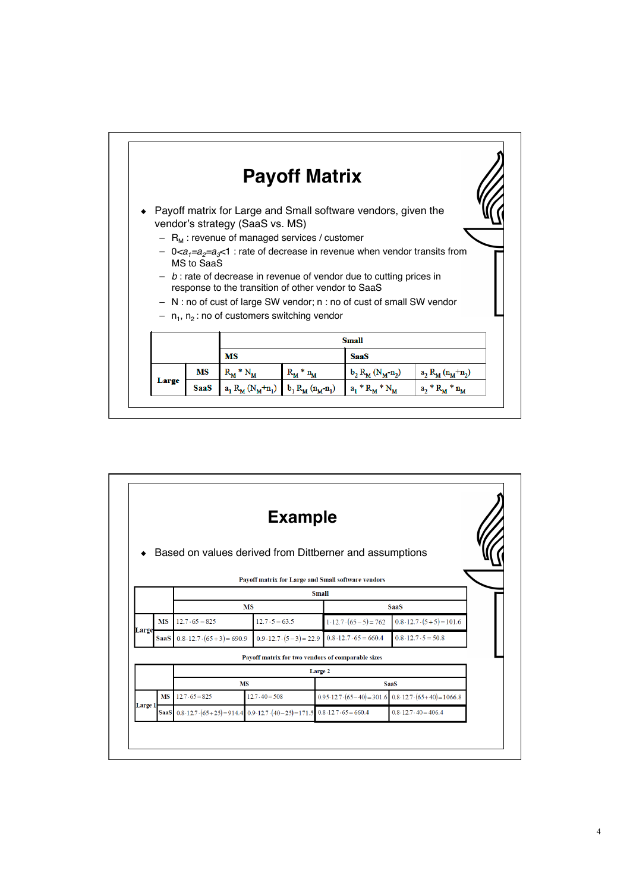# Payoff Matrix

- Payoff matrix for Large and Small software vendors, given the vendor's strategy (SaaS vs. MS)
  - $R_M$ : revenue of managed services / customer
  - $0<a_1=a_2=a_3<1$ : rate of decrease in revenue when vendor transits from MS to SaaS
  - $b$ : rate of decrease in revenue of vendor due to cutting prices in response to the transition of other vendor to SaaS
  - N : no of cust of large SW vendor; n : no of cust of small SW vendor
  - $n_1$, $n_2$ : no of customers switching vendor

| | | Small | | | |
|---|---|---|---|---|---|
| | | MS | | SaaS | |
| Large | MS | $R_M * N_M$ | $R_M * n_M$ | $b_2 R_M (N_M - n_2)$ | $a_2 R_M (n_M + n_2)$ |
| | SaaS | $a_1 R_M (N_M + n_1)$ | $b_1 R_M (n_M - n_1)$ | $a_1 * R_M * N_M$ | $a_2 * R_M * n_M$ |

# Example

- Based on values derived from Dittberner and assumptions

**Payoff matrix for Large and Small software vendors**

| | | Small | | | |
|---|---|---|---|---|---|
| | | MS | | SaaS | |
| Large | MS | $12.7 \cdot 65 = 825$ | $12.7 \cdot 5 = 63.5$ | $1 \cdot 12.7 \cdot (65-5) = 762$ | $0.8 \cdot 12.7 \cdot (5+5) = 101.6$ |
| | SaaS | $0.8 \cdot 12.7 \cdot (65+3) = 690.9$ | $0.9 \cdot 12.7 \cdot (5-3) = 22.9$ | $0.8 \cdot 12.7 \cdot 65 = 660.4$ | $0.8 \cdot 12.7 \cdot 5 = 50.8$ |

**Payoff matrix for two vendors of comparable sizes**

| | | Large 2 | | | |
|---|---|---|---|---|---|
| | | MS | | SaaS | |
| Large 1 | MS | $12.7 \cdot 65 = 825$ | $12.7 \cdot 40 = 508$ | $0.95 \cdot 12.7 \cdot (65-40) = 301.6$ | $0.8 \cdot 12.7 \cdot (65+40) = 1066.8$ |
| | SaaS | $0.8 \cdot 12.7 \cdot (65+25) = 914.4$ | $0.9 \cdot 12.7 \cdot (40-25) = 171.5$ | $0.8 \cdot 12.7 \cdot 65 = 660.4$ | $0.8 \cdot 12.7 \cdot 40 = 406.4$ |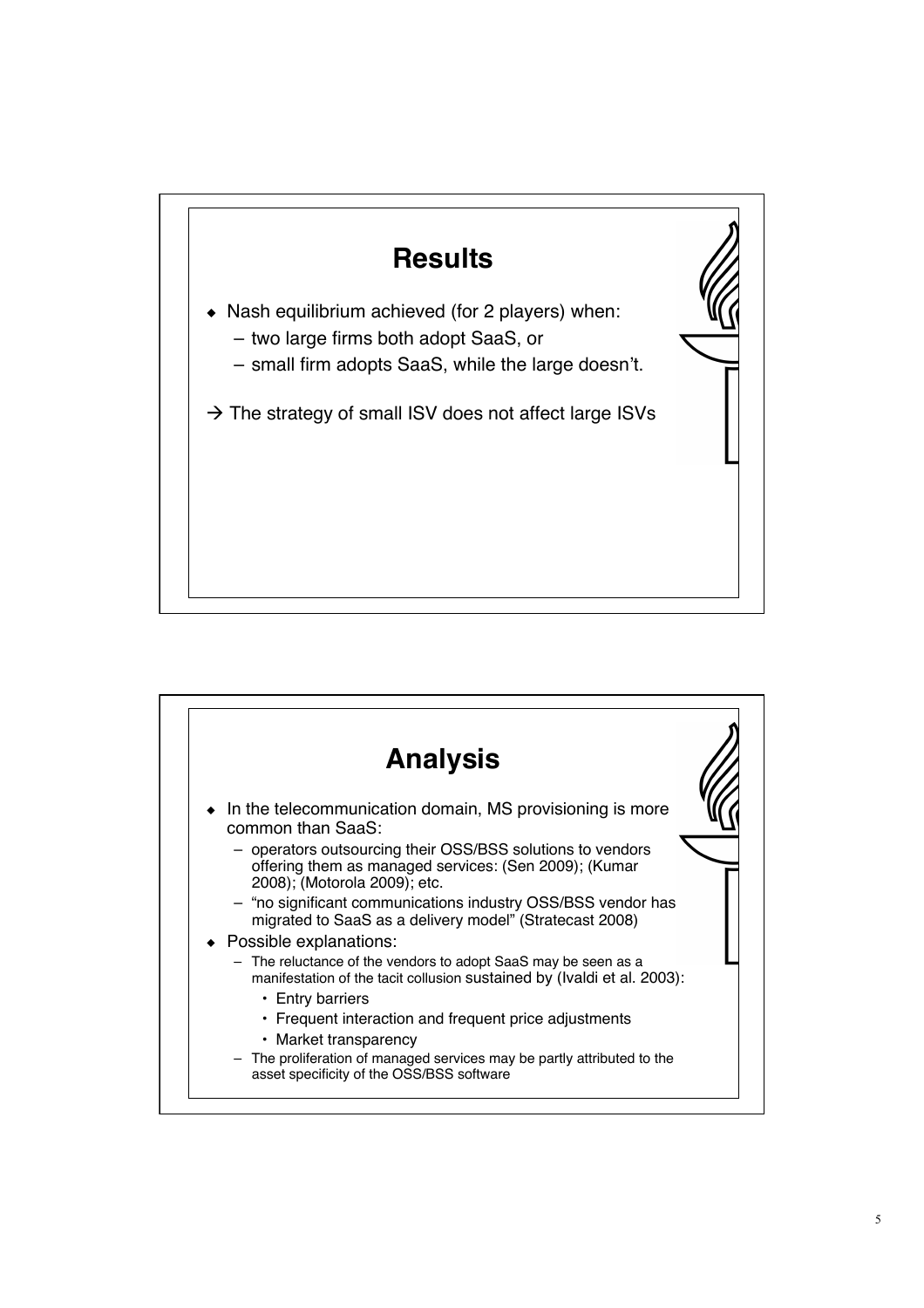## Results

- Nash equilibrium achieved (for 2 players) when:
  - two large firms both adopt SaaS, or
  - small firm adopts SaaS, while the large doesn't.

→ The strategy of small ISV does not affect large ISVs

## Analysis

- In the telecommunication domain, MS provisioning is more common than SaaS:
  - operators outsourcing their OSS/BSS solutions to vendors offering them as managed services: (Sen 2009); (Kumar 2008); (Motorola 2009); etc.
  - "no significant communications industry OSS/BSS vendor has migrated to SaaS as a delivery model" (Stratecast 2008)
- Possible explanations:
  - The reluctance of the vendors to adopt SaaS may be seen as a manifestation of the tacit collusion sustained by (Ivaldi et al. 2003):
    - Entry barriers
    - Frequent interaction and frequent price adjustments
    - Market transparency
  - The proliferation of managed services may be partly attributed to the asset specificity of the OSS/BSS software